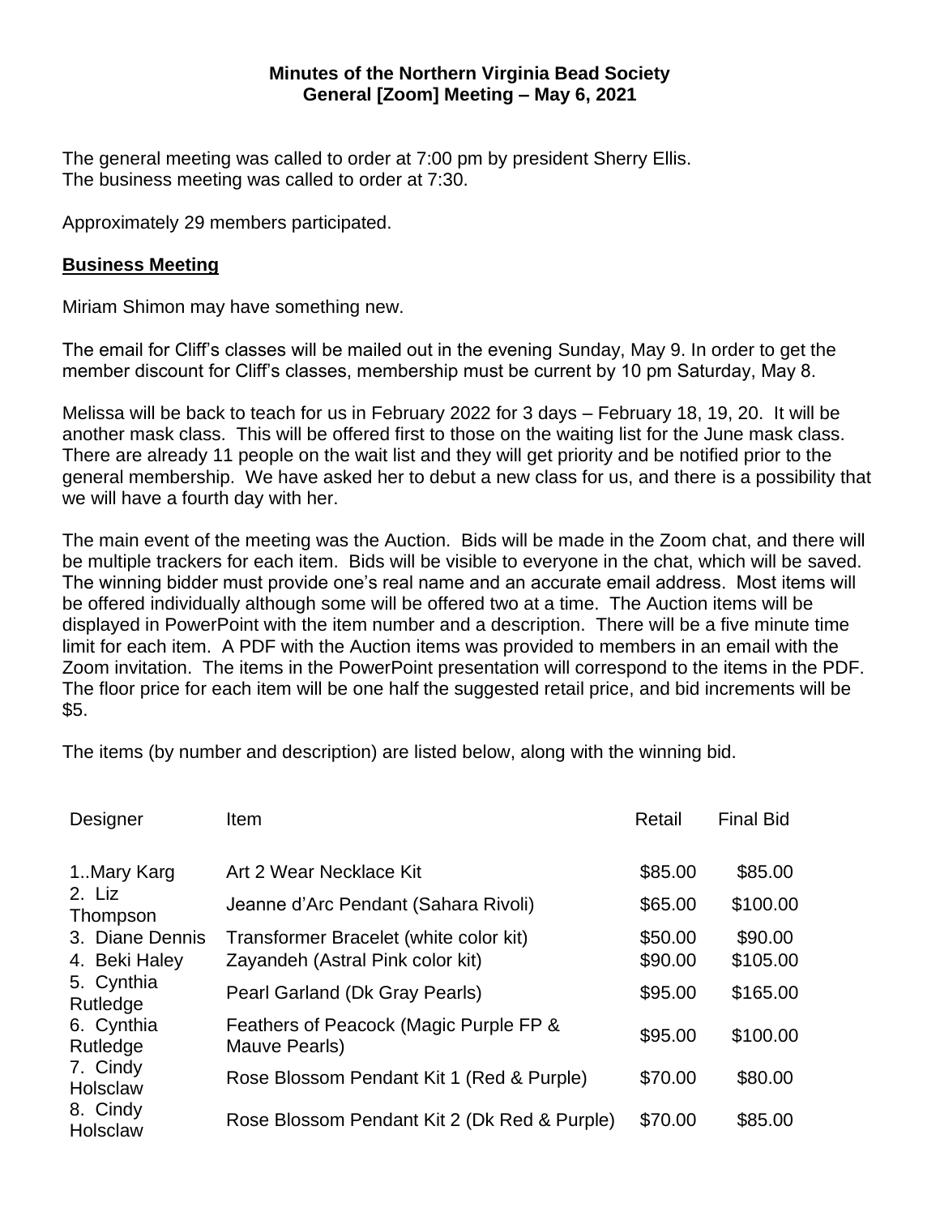**Minutes of the Northern Virginia Bead Society**
**General [Zoom] Meeting – May 6, 2021**

The general meeting was called to order at 7:00 pm by president Sherry Ellis.
The business meeting was called to order at 7:30.

Approximately 29 members participated.

## Business Meeting

Miriam Shimon may have something new.

The email for Cliff's classes will be mailed out in the evening Sunday, May 9. In order to get the member discount for Cliff's classes, membership must be current by 10 pm Saturday, May 8.

Melissa will be back to teach for us in February 2022 for 3 days – February 18, 19, 20. It will be another mask class. This will be offered first to those on the waiting list for the June mask class. There are already 11 people on the wait list and they will get priority and be notified prior to the general membership. We have asked her to debut a new class for us, and there is a possibility that we will have a fourth day with her.

The main event of the meeting was the Auction. Bids will be made in the Zoom chat, and there will be multiple trackers for each item. Bids will be visible to everyone in the chat, which will be saved. The winning bidder must provide one's real name and an accurate email address. Most items will be offered individually although some will be offered two at a time. The Auction items will be displayed in PowerPoint with the item number and a description. There will be a five minute time limit for each item. A PDF with the Auction items was provided to members in an email with the Zoom invitation. The items in the PowerPoint presentation will correspond to the items in the PDF. The floor price for each item will be one half the suggested retail price, and bid increments will be $5.

The items (by number and description) are listed below, along with the winning bid.

| Designer | Item | Retail | Final Bid |
|---|---|---|---|
| 1..Mary Karg | Art 2 Wear Necklace Kit | $85.00 | $85.00 |
| 2. Liz Thompson | Jeanne d'Arc Pendant (Sahara Rivoli) | $65.00 | $100.00 |
| 3. Diane Dennis | Transformer Bracelet (white color kit) | $50.00 | $90.00 |
| 4. Beki Haley | Zayandeh (Astral Pink color kit) | $90.00 | $105.00 |
| 5. Cynthia Rutledge | Pearl Garland (Dk Gray Pearls) | $95.00 | $165.00 |
| 6. Cynthia Rutledge | Feathers of Peacock (Magic Purple FP & Mauve Pearls) | $95.00 | $100.00 |
| 7. Cindy Holsclaw | Rose Blossom Pendant Kit 1 (Red & Purple) | $70.00 | $80.00 |
| 8. Cindy Holsclaw | Rose Blossom Pendant Kit 2 (Dk Red & Purple) | $70.00 | $85.00 |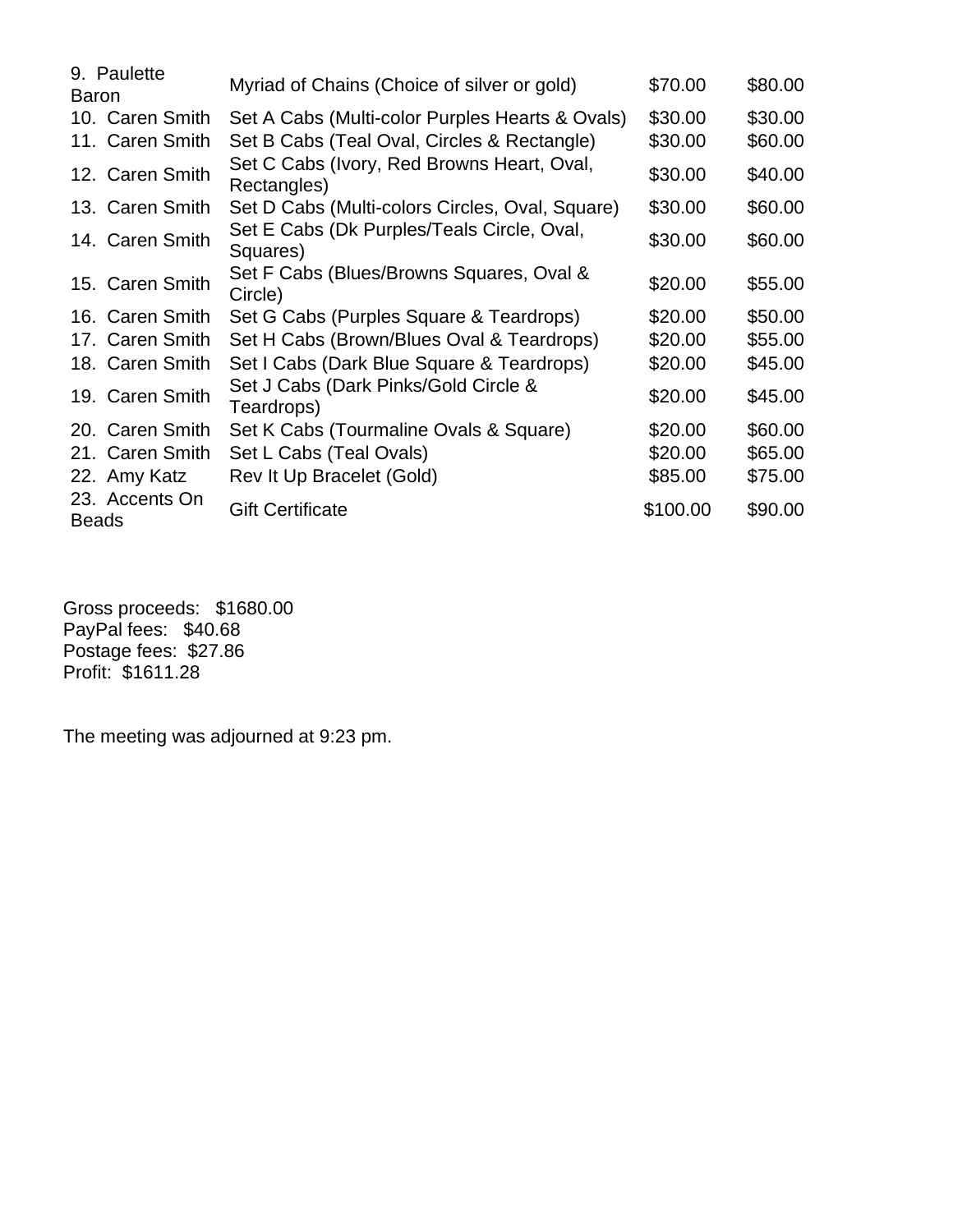| | | | |
|---|---|---|---|
| 9. Paulette Baron | Myriad of Chains (Choice of silver or gold) | $70.00 | $80.00 |
| 10. Caren Smith | Set A Cabs (Multi-color Purples Hearts & Ovals) | $30.00 | $30.00 |
| 11. Caren Smith | Set B Cabs (Teal Oval, Circles & Rectangle) | $30.00 | $60.00 |
| 12. Caren Smith | Set C Cabs (Ivory, Red Browns Heart, Oval, Rectangles) | $30.00 | $40.00 |
| 13. Caren Smith | Set D Cabs (Multi-colors Circles, Oval, Square) | $30.00 | $60.00 |
| 14. Caren Smith | Set E Cabs (Dk Purples/Teals Circle, Oval, Squares) | $30.00 | $60.00 |
| 15. Caren Smith | Set F Cabs (Blues/Browns Squares, Oval & Circle) | $20.00 | $55.00 |
| 16. Caren Smith | Set G Cabs (Purples Square & Teardrops) | $20.00 | $50.00 |
| 17. Caren Smith | Set H Cabs (Brown/Blues Oval & Teardrops) | $20.00 | $55.00 |
| 18. Caren Smith | Set I Cabs (Dark Blue Square & Teardrops) | $20.00 | $45.00 |
| 19. Caren Smith | Set J Cabs (Dark Pinks/Gold Circle & Teardrops) | $20.00 | $45.00 |
| 20. Caren Smith | Set K Cabs (Tourmaline Ovals & Square) | $20.00 | $60.00 |
| 21. Caren Smith | Set L Cabs (Teal Ovals) | $20.00 | $65.00 |
| 22. Amy Katz | Rev It Up Bracelet (Gold) | $85.00 | $75.00 |
| 23. Accents On Beads | Gift Certificate | $100.00 | $90.00 |

Gross proceeds: $1680.00
PayPal fees: $40.68
Postage fees: $27.86
Profit: $1611.28

The meeting was adjourned at 9:23 pm.